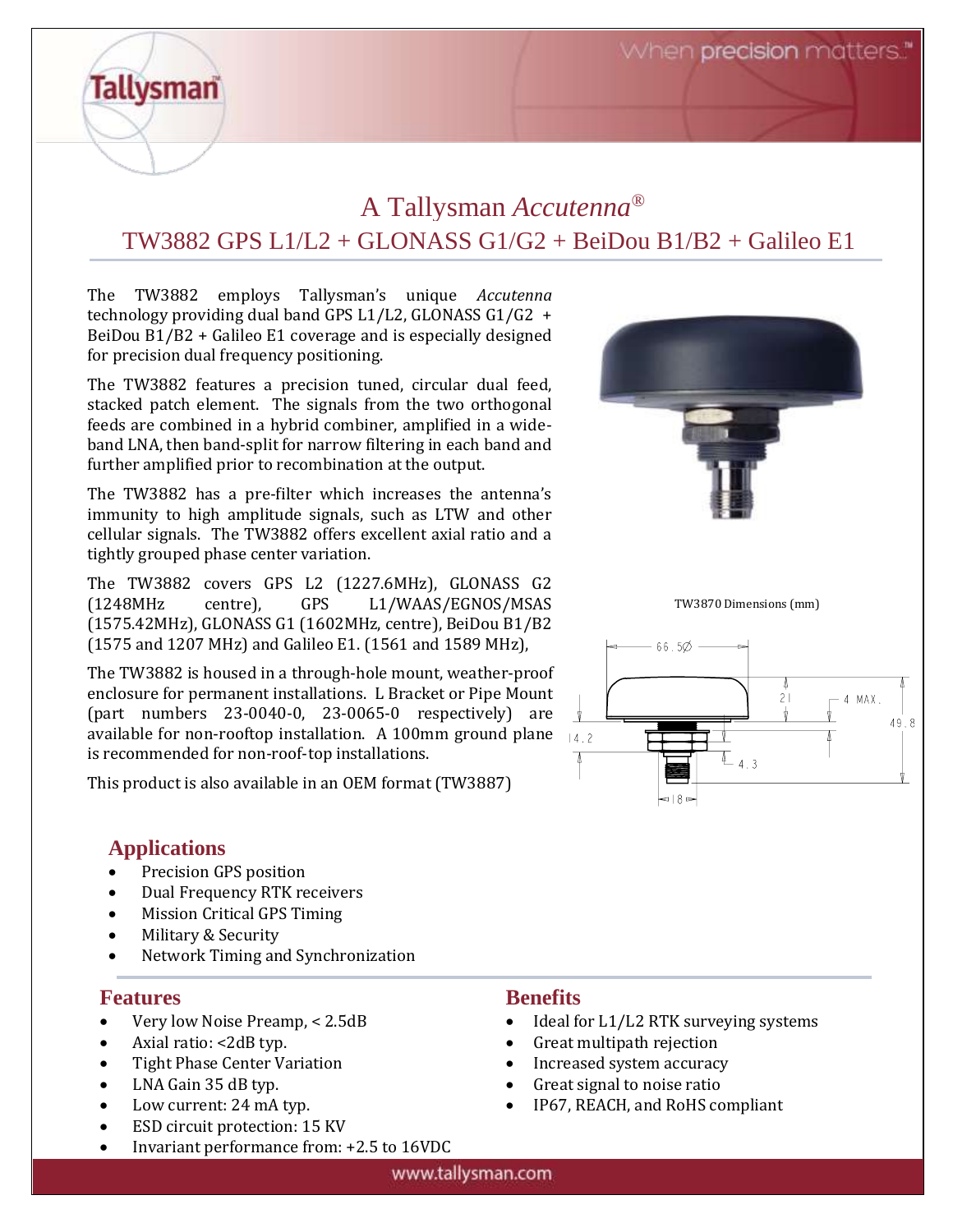# A Tallysman *Accutenna*®

## TW3882 GPS L1/L2 + GLONASS G1/G2 + BeiDou B1/B2 + Galileo E1

The TW3882 employs Tallysman's unique *Accutenna* technology providing dual band GPS L1/L2, GLONASS G1/G2 + BeiDou B1/B2 + Galileo E1 coverage and is especially designed for precision dual frequency positioning.

The TW3882 features a precision tuned, circular dual feed, stacked patch element. The signals from the two orthogonal feeds are combined in a hybrid combiner, amplified in a wide-band LNA, then band-split for narrow filtering in each band and further amplified prior to recombination at the output.

The TW3882 has a pre-filter which increases the antenna's immunity to high amplitude signals, such as LTW and other cellular signals. The TW3882 offers excellent axial ratio and a tightly grouped phase center variation.

The TW3882 covers GPS L2 (1227.6MHz), GLONASS G2 (1248MHz centre), GPS L1/WAAS/EGNOS/MSAS (1575.42MHz), GLONASS G1 (1602MHz, centre), BeiDou B1/B2 (1575 and 1207 MHz) and Galileo E1. (1561 and 1589 MHz),

The TW3882 is housed in a through-hole mount, weather-proof enclosure for permanent installations. L Bracket or Pipe Mount (part numbers 23-0040-0, 23-0065-0 respectively) are available for non-rooftop installation. A 100mm ground plane is recommended for non-roof-top installations.

This product is also available in an OEM format (TW3887)

TW3870 Dimensions (mm)

## Applications

- Precision GPS position
- Dual Frequency RTK receivers
- Mission Critical GPS Timing
- Military & Security
- Network Timing and Synchronization

## Features

- Very low Noise Preamp, < 2.5dB
- Axial ratio: <2dB typ.
- Tight Phase Center Variation
- LNA Gain 35 dB typ.
- Low current: 24 mA typ.
- ESD circuit protection: 15 KV
- Invariant performance from: +2.5 to 16VDC

## Benefits

- Ideal for L1/L2 RTK surveying systems
- Great multipath rejection
- Increased system accuracy
- Great signal to noise ratio
- IP67, REACH, and RoHS compliant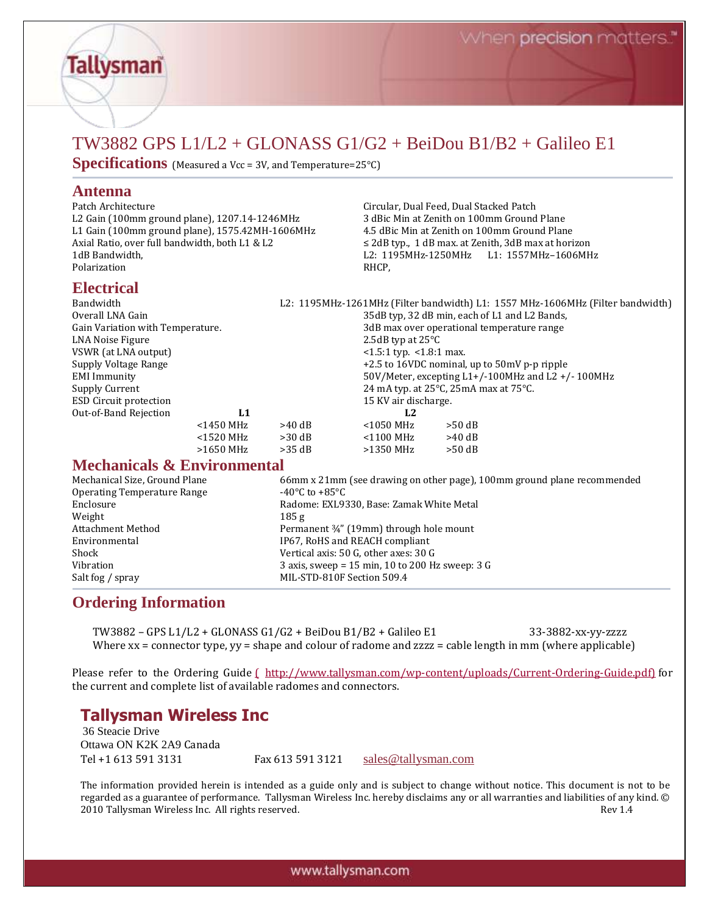# TW3882 GPS L1/L2 + GLONASS G1/G2 + BeiDou B1/B2 + Galileo E1

**Specifications** (Measured a Vcc = 3V, and Temperature=25°C)

## Antenna

| | |
|---|---|
| Patch Architecture | Circular, Dual Feed, Dual Stacked Patch |
| L2 Gain (100mm ground plane), 1207.14-1246MHz | 3 dBic Min at Zenith on 100mm Ground Plane |
| L1 Gain (100mm ground plane), 1575.42MH-1606MHz | 4.5 dBic Min at Zenith on 100mm Ground Plane |
| Axial Ratio, over full bandwidth, both L1 & L2 | ≤ 2dB typ., 1 dB max. at Zenith, 3dB max at horizon |
| 1dB Bandwidth, | L2: 1195MHz-1250MHz L1: 1557MHz–1606MHz |
| Polarization | RHCP, |

## Electrical

| | |
|---|---|
| Bandwidth | L2: 1195MHz-1261MHz (Filter bandwidth) L1: 1557 MHz-1606MHz (Filter bandwidth) |
| Overall LNA Gain | 35dB typ, 32 dB min, each of L1 and L2 Bands, |
| Gain Variation with Temperature. | 3dB max over operational temperature range |
| LNA Noise Figure | 2.5dB typ at 25°C |
| VSWR (at LNA output) | <1.5:1 typ. <1.8:1 max. |
| Supply Voltage Range | +2.5 to 16VDC nominal, up to 50mV p-p ripple |
| EMI Immunity | 50V/Meter, excepting L1+/-100MHz and L2 +/- 100MHz |
| Supply Current | 24 mA typ. at 25°C, 25mA max at 75°C. |
| ESD Circuit protection | 15 KV air discharge. |

| Out-of-Band Rejection | L1 | | L2 | |
|---|---|---|---|---|
| | <1450 MHz | >40 dB | <1050 MHz | >50 dB |
| | <1520 MHz | >30 dB | <1100 MHz | >40 dB |
| | >1650 MHz | >35 dB | >1350 MHz | >50 dB |

## Mechanicals & Environmental

| | |
|---|---|
| Mechanical Size, Ground Plane | 66mm x 21mm (see drawing on other page), 100mm ground plane recommended |
| Operating Temperature Range | -40°C to +85°C |
| Enclosure | Radome: EXL9330, Base: Zamak White Metal |
| Weight | 185 g |
| Attachment Method | Permanent ¾" (19mm) through hole mount |
| Environmental | IP67, RoHS and REACH compliant |
| Shock | Vertical axis: 50 G, other axes: 30 G |
| Vibration | 3 axis, sweep = 15 min, 10 to 200 Hz sweep: 3 G |
| Salt fog / spray | MIL-STD-810F Section 509.4 |

## Ordering Information

TW3882 – GPS L1/L2 + GLONASS G1/G2 + BeiDou B1/B2 + Galileo E1 33-3882-xx-yy-zzzz
Where xx = connector type, yy = shape and colour of radome and zzzz = cable length in mm (where applicable)

Please refer to the Ordering Guide ( http://www.tallysman.com/wp-content/uploads/Current-Ordering-Guide.pdf) for the current and complete list of available radomes and connectors.

## Tallysman Wireless Inc

36 Steacie Drive
Ottawa ON K2K 2A9 Canada
Tel +1 613 591 3131 Fax 613 591 3121 sales@tallysman.com

The information provided herein is intended as a guide only and is subject to change without notice. This document is not to be regarded as a guarantee of performance. Tallysman Wireless Inc. hereby disclaims any or all warranties and liabilities of any kind. © 2010 Tallysman Wireless Inc. All rights reserved. Rev 1.4